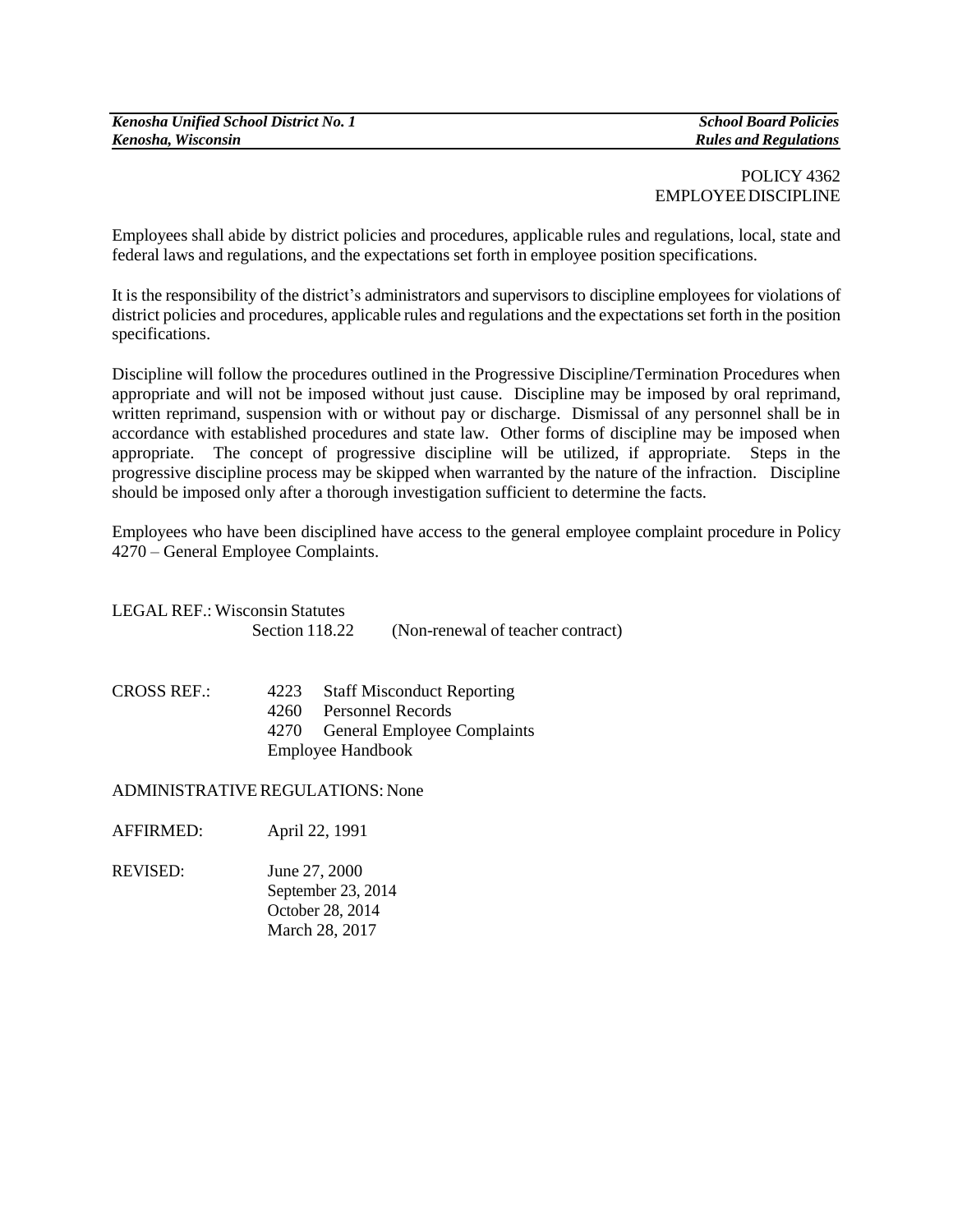*Kenosha Unified School District No. 1* — *School Board Policies*
*Kenosha, Wisconsin* — *Rules and Regulations*

POLICY 4362
EMPLOYEE DISCIPLINE

Employees shall abide by district policies and procedures, applicable rules and regulations, local, state and federal laws and regulations, and the expectations set forth in employee position specifications.

It is the responsibility of the district's administrators and supervisors to discipline employees for violations of district policies and procedures, applicable rules and regulations and the expectations set forth in the position specifications.

Discipline will follow the procedures outlined in the Progressive Discipline/Termination Procedures when appropriate and will not be imposed without just cause. Discipline may be imposed by oral reprimand, written reprimand, suspension with or without pay or discharge. Dismissal of any personnel shall be in accordance with established procedures and state law. Other forms of discipline may be imposed when appropriate. The concept of progressive discipline will be utilized, if appropriate. Steps in the progressive discipline process may be skipped when warranted by the nature of the infraction. Discipline should be imposed only after a thorough investigation sufficient to determine the facts.

Employees who have been disciplined have access to the general employee complaint procedure in Policy 4270 – General Employee Complaints.

LEGAL REF.: Wisconsin Statutes
Section 118.22 (Non-renewal of teacher contract)

CROSS REF.:
4223 Staff Misconduct Reporting
4260 Personnel Records
4270 General Employee Complaints
Employee Handbook

ADMINISTRATIVE REGULATIONS: None

AFFIRMED: April 22, 1991

REVISED: June 27, 2000
September 23, 2014
October 28, 2014
March 28, 2017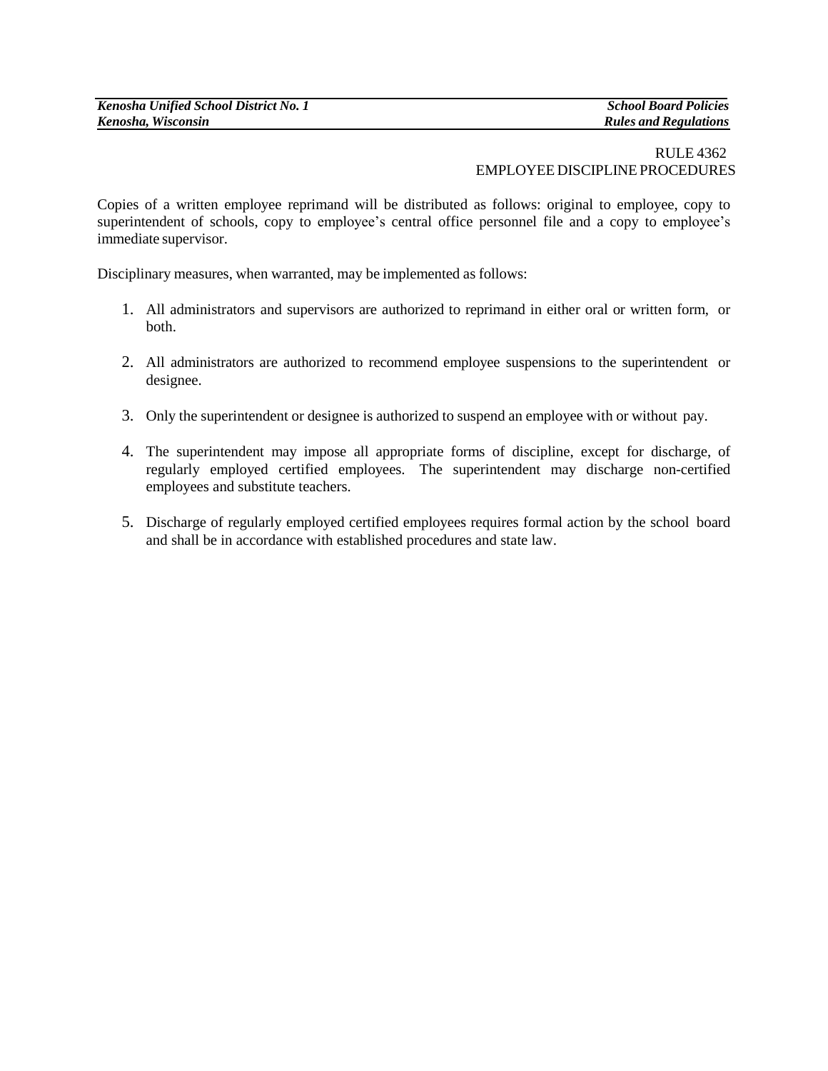RULE 4362
EMPLOYEE DISCIPLINE PROCEDURES

Copies of a written employee reprimand will be distributed as follows: original to employee, copy to superintendent of schools, copy to employee's central office personnel file and a copy to employee's immediate supervisor.

Disciplinary measures, when warranted, may be implemented as follows:

1. All administrators and supervisors are authorized to reprimand in either oral or written form, or both.

2. All administrators are authorized to recommend employee suspensions to the superintendent or designee.

3. Only the superintendent or designee is authorized to suspend an employee with or without pay.

4. The superintendent may impose all appropriate forms of discipline, except for discharge, of regularly employed certified employees. The superintendent may discharge non-certified employees and substitute teachers.

5. Discharge of regularly employed certified employees requires formal action by the school board and shall be in accordance with established procedures and state law.